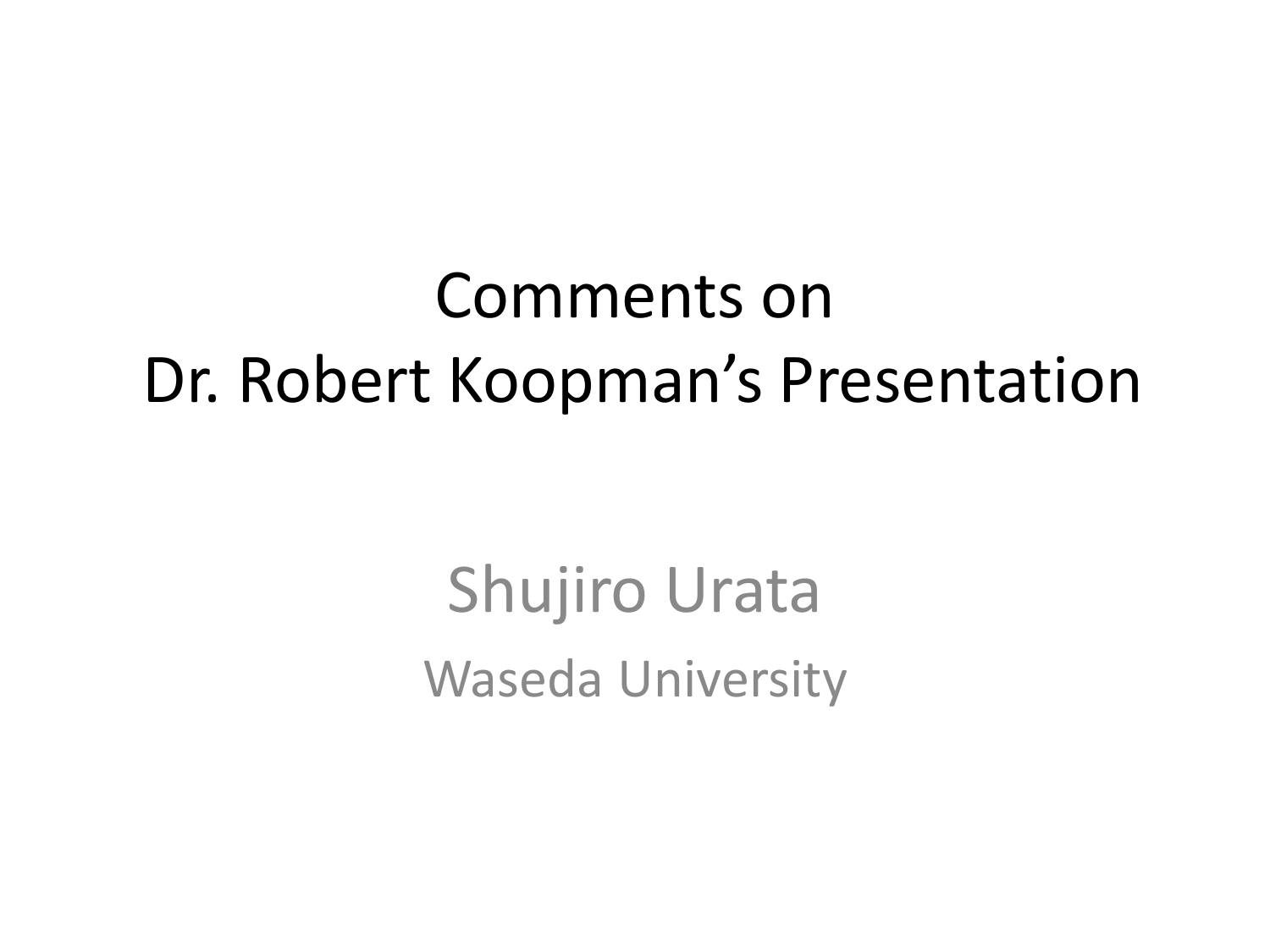# Comments on Dr. Robert Koopman's Presentation

Shujiro Urata

Waseda University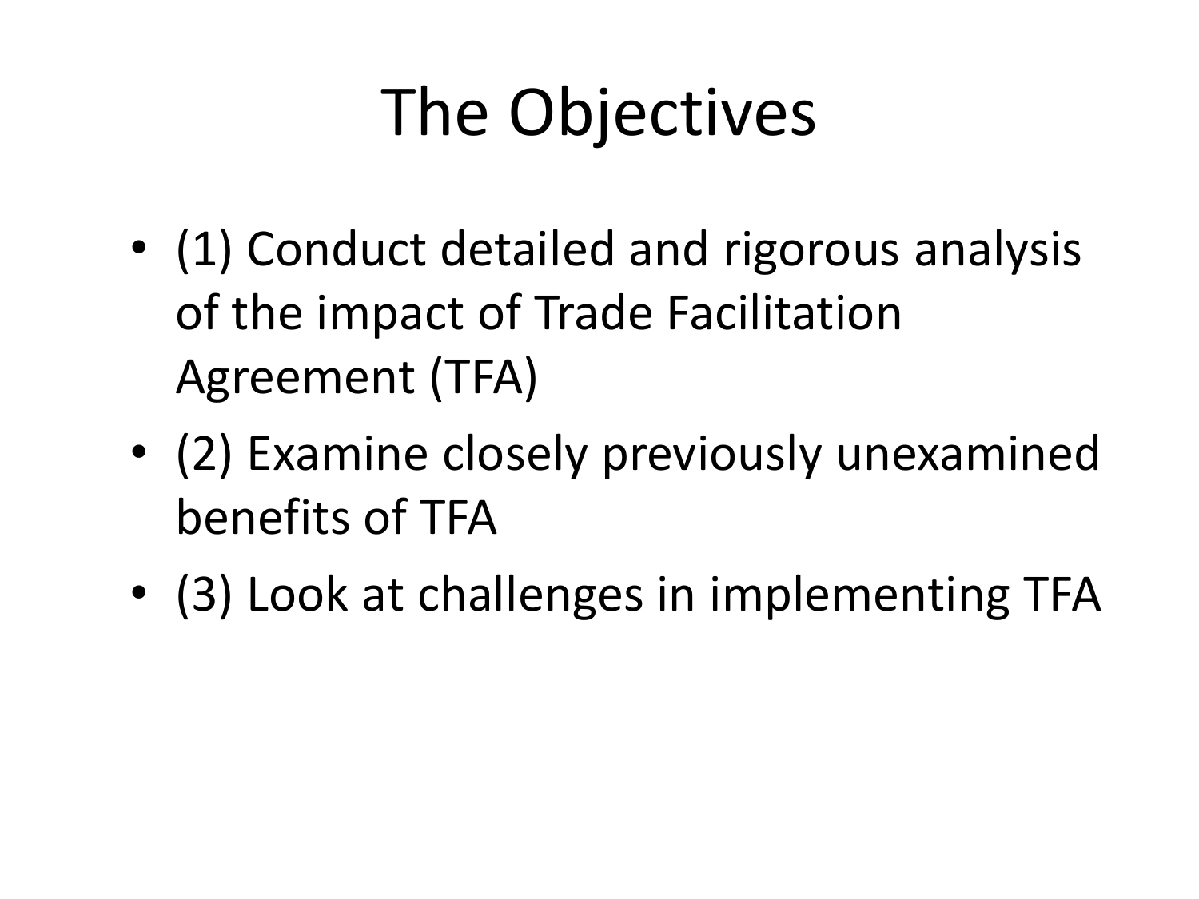# The Objectives

- (1) Conduct detailed and rigorous analysis of the impact of Trade Facilitation Agreement (TFA)
- (2) Examine closely previously unexamined benefits of TFA
- (3) Look at challenges in implementing TFA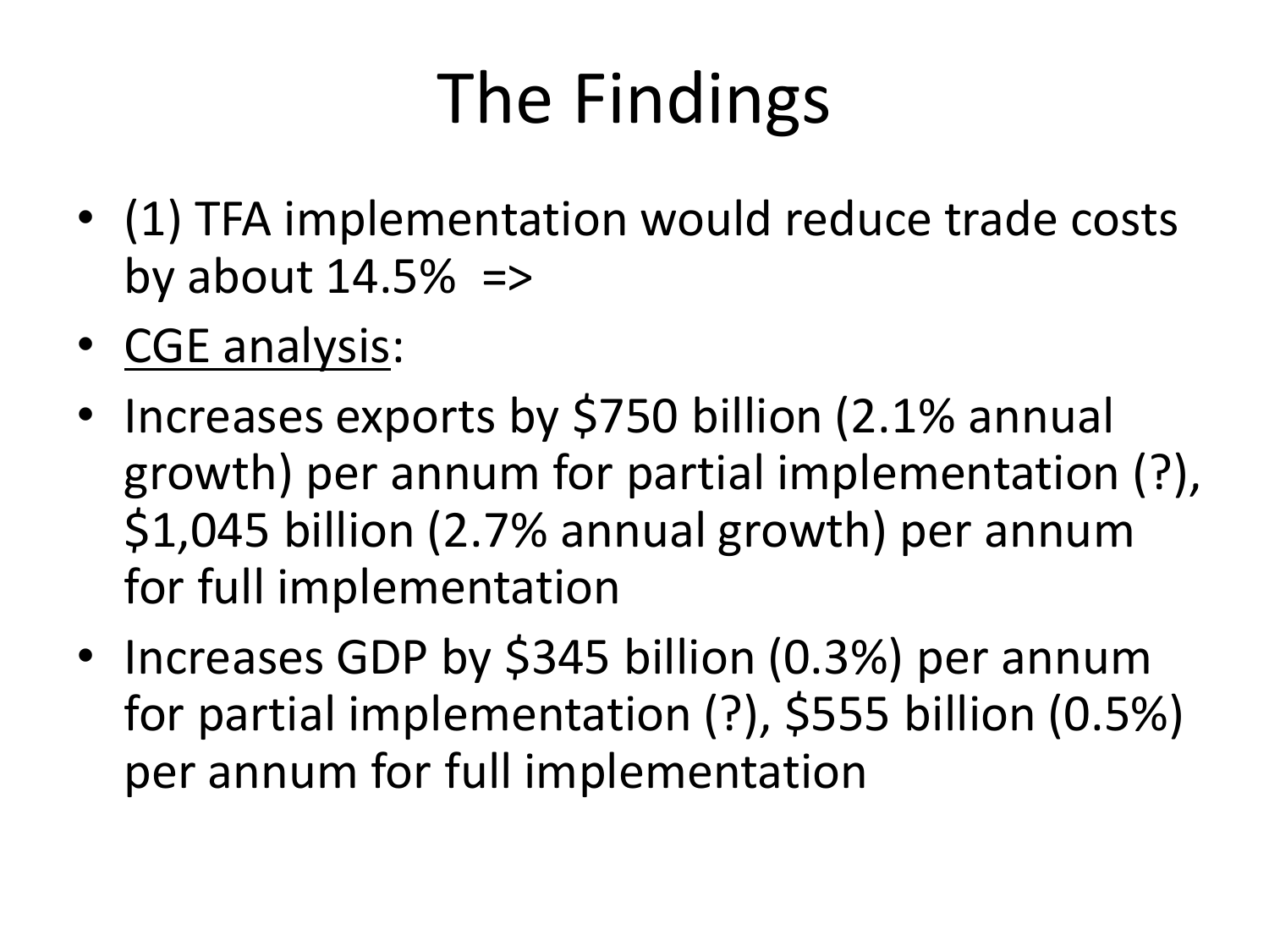# The Findings

- (1) TFA implementation would reduce trade costs by about 14.5% =>
- <u>CGE analysis</u>:
- Increases exports by $750 billion (2.1% annual growth) per annum for partial implementation (?), $1,045 billion (2.7% annual growth) per annum for full implementation
- Increases GDP by $345 billion (0.3%) per annum for partial implementation (?), $555 billion (0.5%) per annum for full implementation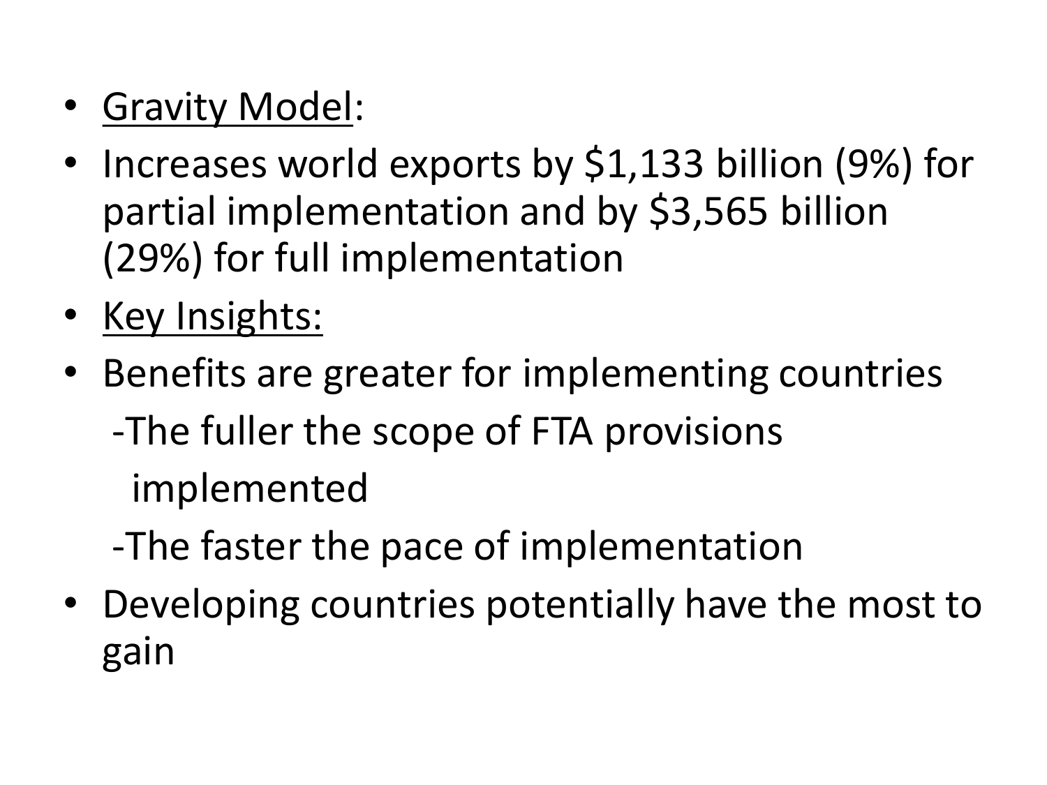- <u>Gravity Model</u>:
- Increases world exports by $1,133 billion (9%) for partial implementation and by $3,565 billion (29%) for full implementation
- <u>Key Insights:</u>
- Benefits are greater for implementing countries
  - -The fuller the scope of FTA provisions implemented
  - -The faster the pace of implementation
- Developing countries potentially have the most to gain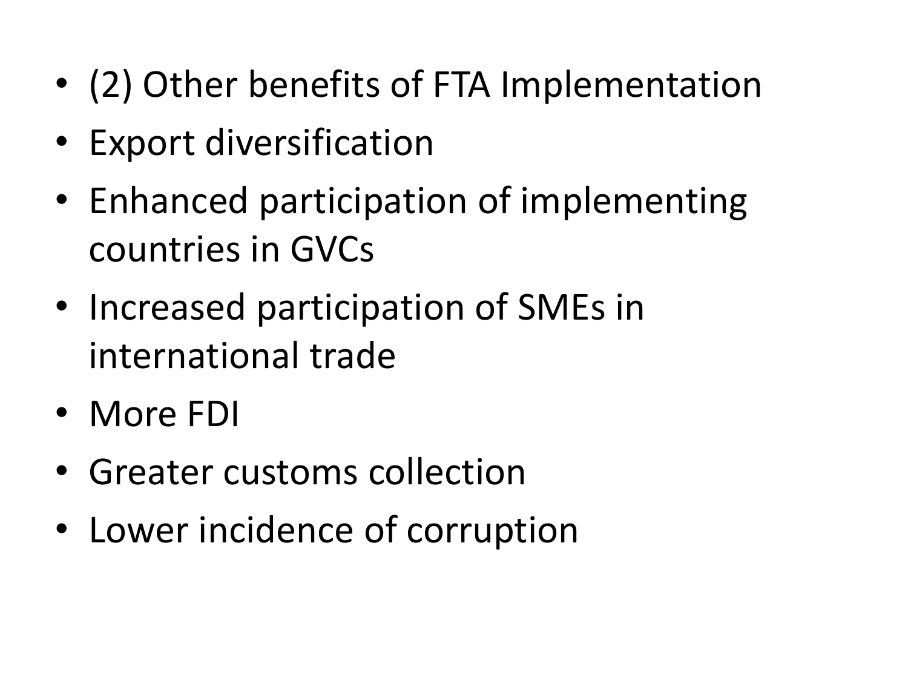- (2) Other benefits of FTA Implementation
- Export diversification
- Enhanced participation of implementing countries in GVCs
- Increased participation of SMEs in international trade
- More FDI
- Greater customs collection
- Lower incidence of corruption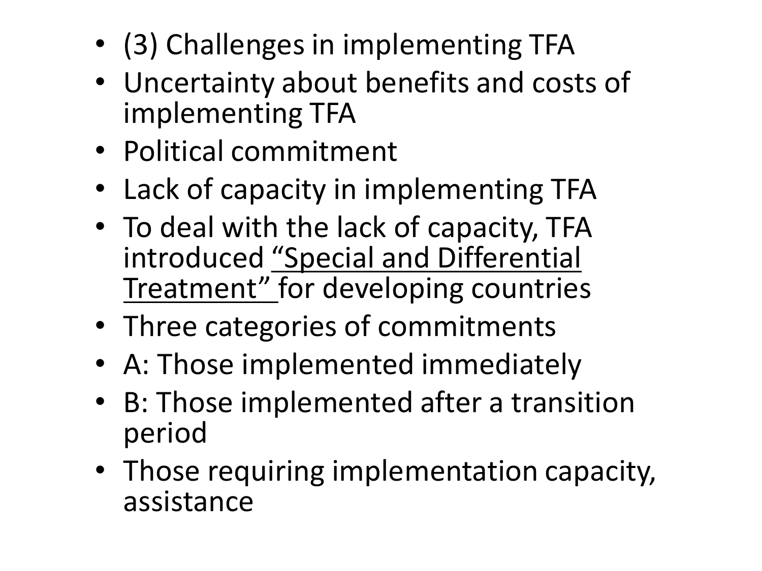- (3) Challenges in implementing TFA
- Uncertainty about benefits and costs of implementing TFA
- Political commitment
- Lack of capacity in implementing TFA
- To deal with the lack of capacity, TFA introduced <u>“Special and Differential Treatment” </u>for developing countries
- Three categories of commitments
- A: Those implemented immediately
- B: Those implemented after a transition period
- Those requiring implementation capacity, assistance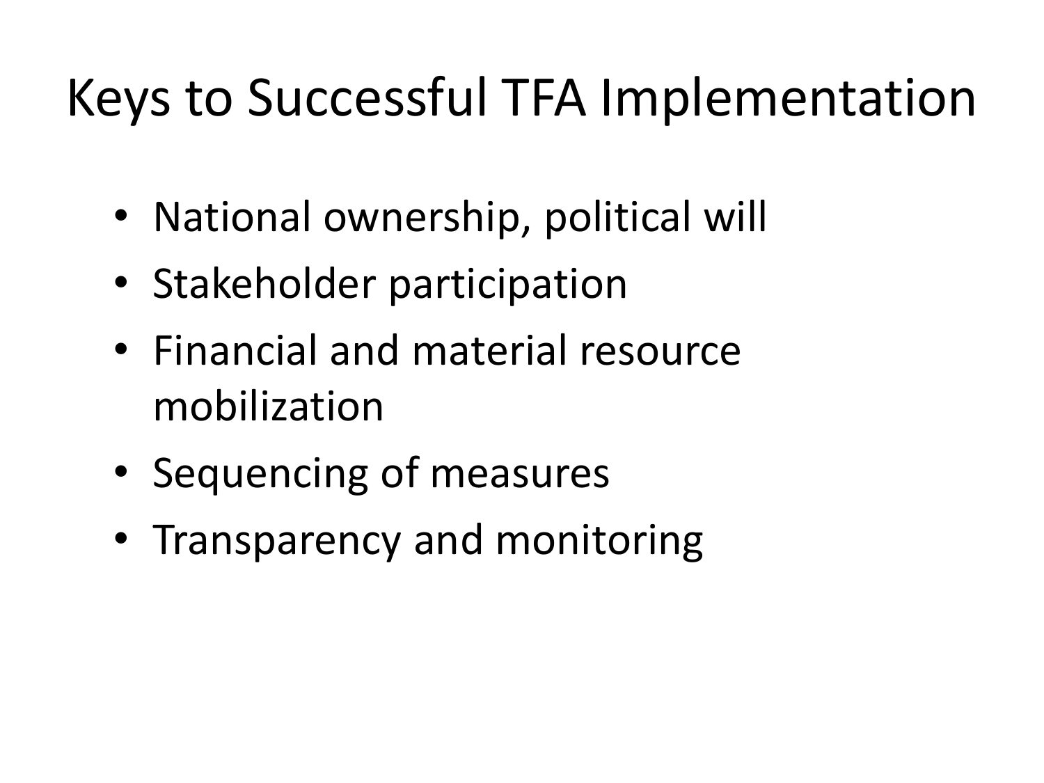# Keys to Successful TFA Implementation

- National ownership, political will
- Stakeholder participation
- Financial and material resource mobilization
- Sequencing of measures
- Transparency and monitoring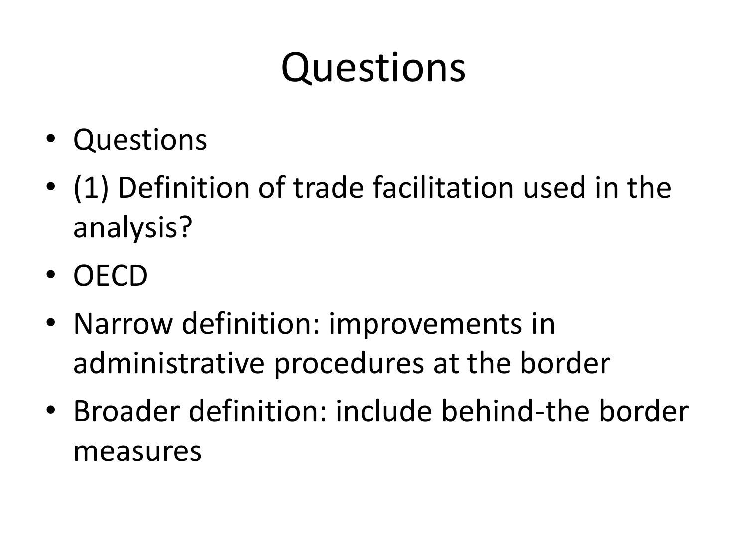# Questions

- Questions
- (1) Definition of trade facilitation used in the analysis?
- OECD
- Narrow definition: improvements in administrative procedures at the border
- Broader definition: include behind-the border measures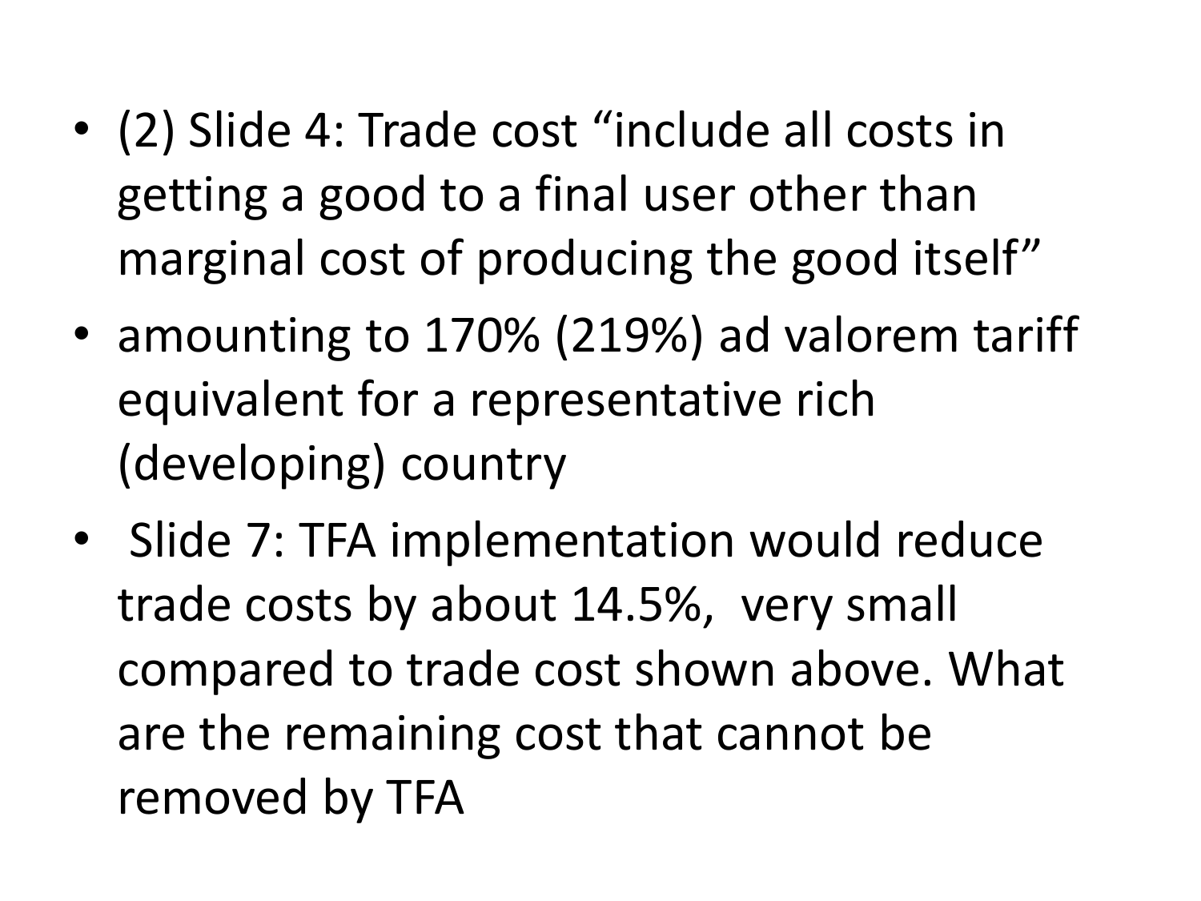- (2) Slide 4: Trade cost "include all costs in getting a good to a final user other than marginal cost of producing the good itself"
- amounting to 170% (219%) ad valorem tariff equivalent for a representative rich (developing) country
- Slide 7: TFA implementation would reduce trade costs by about 14.5%, very small compared to trade cost shown above. What are the remaining cost that cannot be removed by TFA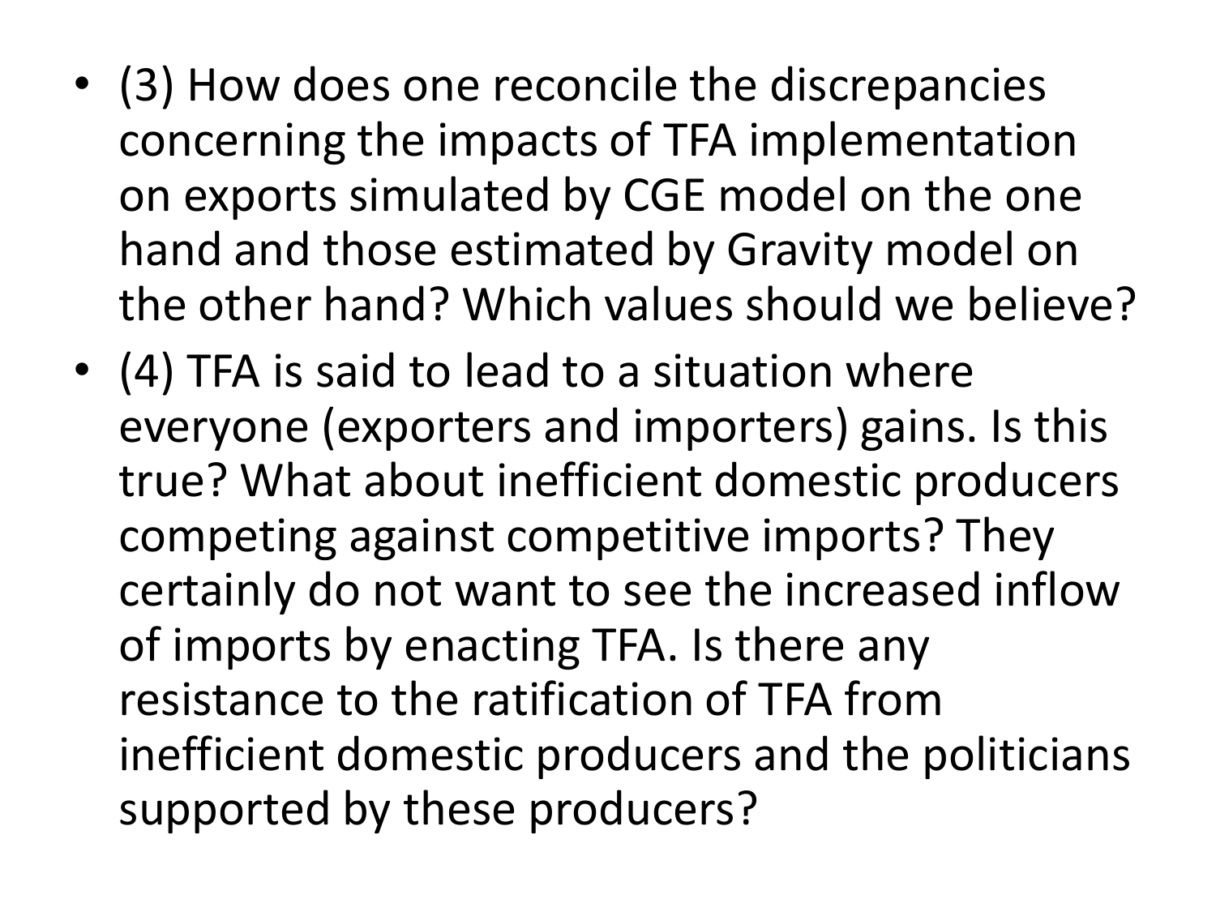- (3) How does one reconcile the discrepancies concerning the impacts of TFA implementation on exports simulated by CGE model on the one hand and those estimated by Gravity model on the other hand? Which values should we believe?
- (4) TFA is said to lead to a situation where everyone (exporters and importers) gains. Is this true? What about inefficient domestic producers competing against competitive imports? They certainly do not want to see the increased inflow of imports by enacting TFA. Is there any resistance to the ratification of TFA from inefficient domestic producers and the politicians supported by these producers?